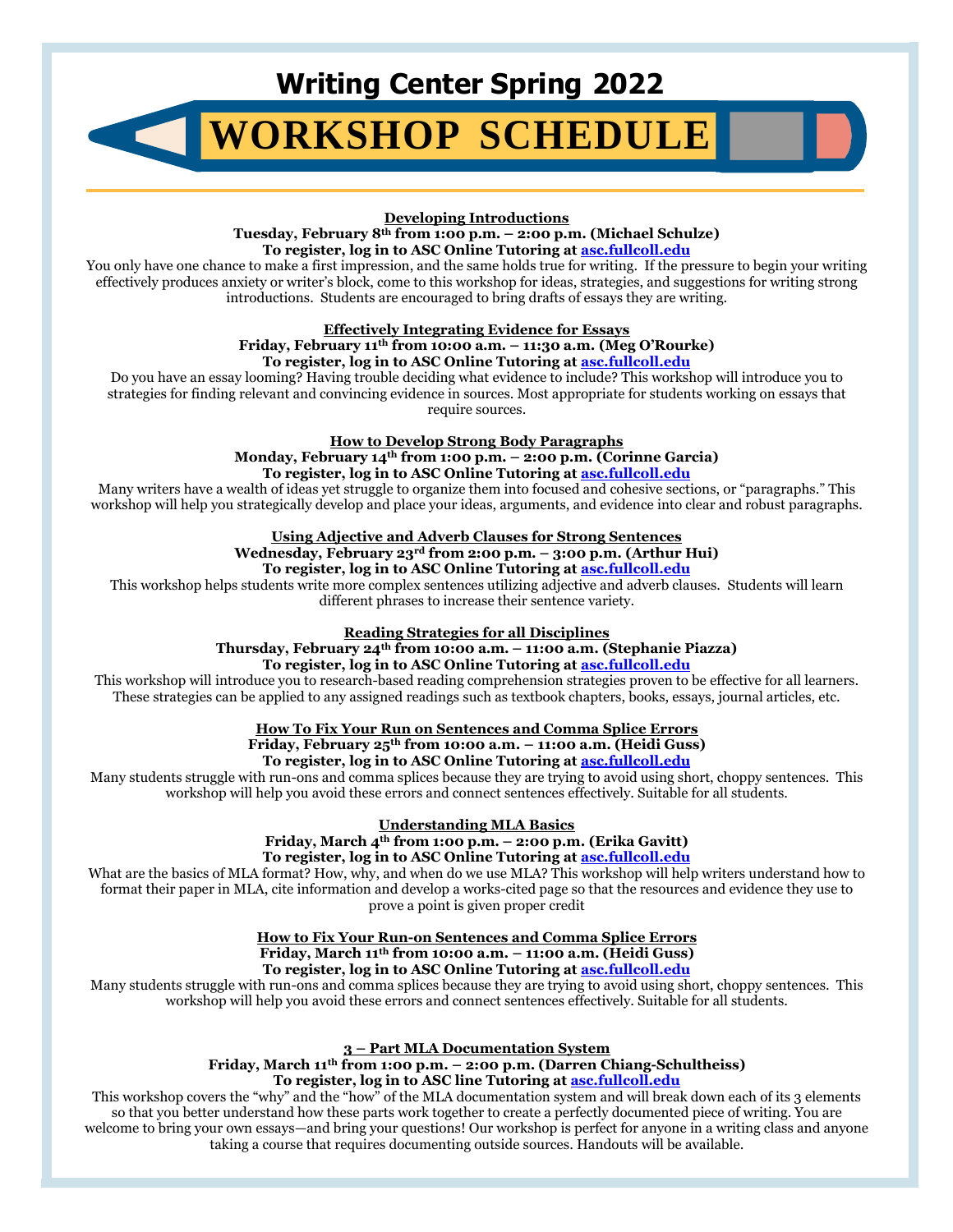# Writing Center Spring 2022

# WORKSHOP SCHEDULE

**Developing Introductions**
**Tuesday, February 8th from 1:00 p.m. – 2:00 p.m. (Michael Schulze)**
**To register, log in to ASC Online Tutoring at [asc.fullcoll.edu](asc.fullcoll.edu)**

You only have one chance to make a first impression, and the same holds true for writing. If the pressure to begin your writing effectively produces anxiety or writer's block, come to this workshop for ideas, strategies, and suggestions for writing strong introductions. Students are encouraged to bring drafts of essays they are writing.

**Effectively Integrating Evidence for Essays**
**Friday, February 11th from 10:00 a.m. – 11:30 a.m. (Meg O'Rourke)**
**To register, log in to ASC Online Tutoring at [asc.fullcoll.edu](asc.fullcoll.edu)**

Do you have an essay looming? Having trouble deciding what evidence to include? This workshop will introduce you to strategies for finding relevant and convincing evidence in sources. Most appropriate for students working on essays that require sources.

**How to Develop Strong Body Paragraphs**
**Monday, February 14th from 1:00 p.m. – 2:00 p.m. (Corinne Garcia)**
**To register, log in to ASC Online Tutoring at [asc.fullcoll.edu](asc.fullcoll.edu)**

Many writers have a wealth of ideas yet struggle to organize them into focused and cohesive sections, or "paragraphs." This workshop will help you strategically develop and place your ideas, arguments, and evidence into clear and robust paragraphs.

**Using Adjective and Adverb Clauses for Strong Sentences**
**Wednesday, February 23rd from 2:00 p.m. – 3:00 p.m. (Arthur Hui)**
**To register, log in to ASC Online Tutoring at [asc.fullcoll.edu](asc.fullcoll.edu)**

This workshop helps students write more complex sentences utilizing adjective and adverb clauses. Students will learn different phrases to increase their sentence variety.

**Reading Strategies for all Disciplines**
**Thursday, February 24th from 10:00 a.m. – 11:00 a.m. (Stephanie Piazza)**
**To register, log in to ASC Online Tutoring at [asc.fullcoll.edu](asc.fullcoll.edu)**

This workshop will introduce you to research-based reading comprehension strategies proven to be effective for all learners. These strategies can be applied to any assigned readings such as textbook chapters, books, essays, journal articles, etc.

**How To Fix Your Run on Sentences and Comma Splice Errors**
**Friday, February 25th from 10:00 a.m. – 11:00 a.m. (Heidi Guss)**
**To register, log in to ASC Online Tutoring at [asc.fullcoll.edu](asc.fullcoll.edu)**

Many students struggle with run-ons and comma splices because they are trying to avoid using short, choppy sentences. This workshop will help you avoid these errors and connect sentences effectively. Suitable for all students.

**Understanding MLA Basics**
**Friday, March 4th from 1:00 p.m. – 2:00 p.m. (Erika Gavitt)**
**To register, log in to ASC Online Tutoring at [asc.fullcoll.edu](asc.fullcoll.edu)**

What are the basics of MLA format? How, why, and when do we use MLA? This workshop will help writers understand how to format their paper in MLA, cite information and develop a works-cited page so that the resources and evidence they use to prove a point is given proper credit

**How to Fix Your Run-on Sentences and Comma Splice Errors**
**Friday, March 11th from 10:00 a.m. – 11:00 a.m. (Heidi Guss)**
**To register, log in to ASC Online Tutoring at [asc.fullcoll.edu](asc.fullcoll.edu)**

Many students struggle with run-ons and comma splices because they are trying to avoid using short, choppy sentences. This workshop will help you avoid these errors and connect sentences effectively. Suitable for all students.

**3 – Part MLA Documentation System**
**Friday, March 11th from 1:00 p.m. – 2:00 p.m. (Darren Chiang-Schultheiss)**
**To register, log in to ASC line Tutoring at [asc.fullcoll.edu](asc.fullcoll.edu)**

This workshop covers the "why" and the "how" of the MLA documentation system and will break down each of its 3 elements so that you better understand how these parts work together to create a perfectly documented piece of writing. You are welcome to bring your own essays—and bring your questions! Our workshop is perfect for anyone in a writing class and anyone taking a course that requires documenting outside sources. Handouts will be available.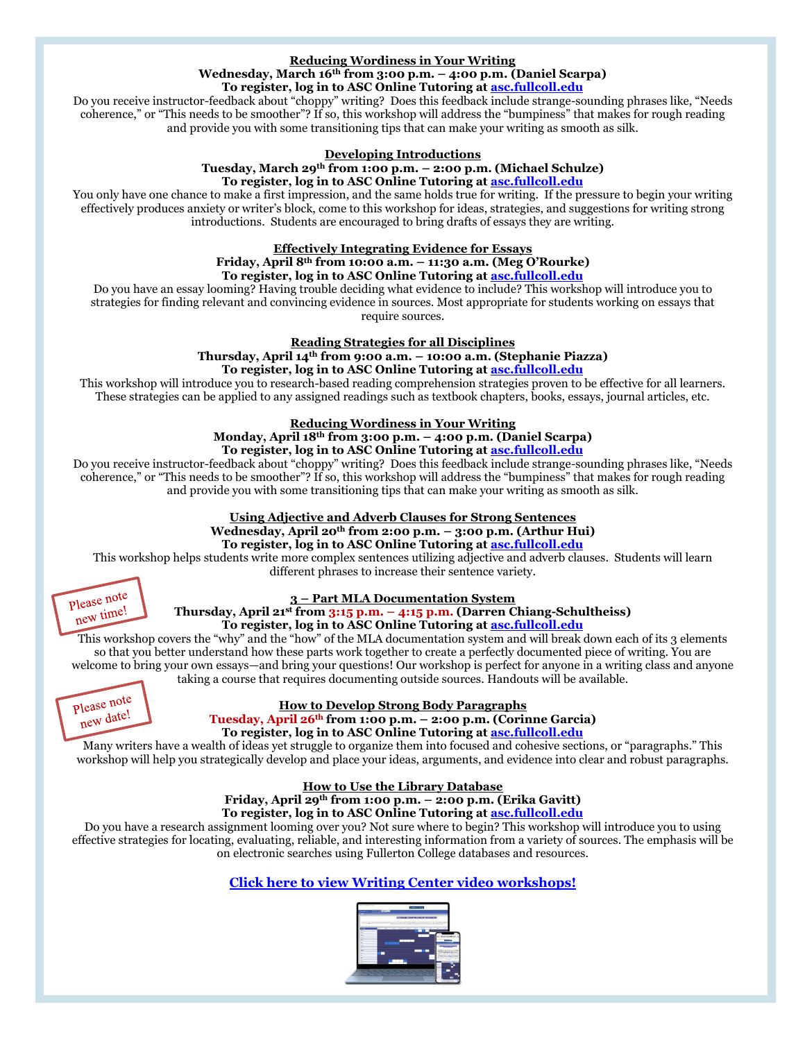### Reducing Wordiness in Your Writing

**Wednesday, March 16th from 3:00 p.m. – 4:00 p.m. (Daniel Scarpa)**

**To register, log in to ASC Online Tutoring at asc.fullcoll.edu**

Do you receive instructor-feedback about "choppy" writing? Does this feedback include strange-sounding phrases like, "Needs coherence," or "This needs to be smoother"? If so, this workshop will address the "bumpiness" that makes for rough reading and provide you with some transitioning tips that can make your writing as smooth as silk.

### Developing Introductions

**Tuesday, March 29th from 1:00 p.m. – 2:00 p.m. (Michael Schulze)**

**To register, log in to ASC Online Tutoring at asc.fullcoll.edu**

You only have one chance to make a first impression, and the same holds true for writing. If the pressure to begin your writing effectively produces anxiety or writer's block, come to this workshop for ideas, strategies, and suggestions for writing strong introductions. Students are encouraged to bring drafts of essays they are writing.

### Effectively Integrating Evidence for Essays

**Friday, April 8th from 10:00 a.m. – 11:30 a.m. (Meg O'Rourke)**

**To register, log in to ASC Online Tutoring at asc.fullcoll.edu**

Do you have an essay looming? Having trouble deciding what evidence to include? This workshop will introduce you to strategies for finding relevant and convincing evidence in sources. Most appropriate for students working on essays that require sources.

### Reading Strategies for all Disciplines

**Thursday, April 14th from 9:00 a.m. – 10:00 a.m. (Stephanie Piazza)**

**To register, log in to ASC Online Tutoring at asc.fullcoll.edu**

This workshop will introduce you to research-based reading comprehension strategies proven to be effective for all learners. These strategies can be applied to any assigned readings such as textbook chapters, books, essays, journal articles, etc.

### Reducing Wordiness in Your Writing

**Monday, April 18th from 3:00 p.m. – 4:00 p.m. (Daniel Scarpa)**

**To register, log in to ASC Online Tutoring at asc.fullcoll.edu**

Do you receive instructor-feedback about "choppy" writing? Does this feedback include strange-sounding phrases like, "Needs coherence," or "This needs to be smoother"? If so, this workshop will address the "bumpiness" that makes for rough reading and provide you with some transitioning tips that can make your writing as smooth as silk.

### Using Adjective and Adverb Clauses for Strong Sentences

**Wednesday, April 20th from 2:00 p.m. – 3:00 p.m. (Arthur Hui)**

**To register, log in to ASC Online Tutoring at asc.fullcoll.edu**

This workshop helps students write more complex sentences utilizing adjective and adverb clauses. Students will learn different phrases to increase their sentence variety.

Please note new time!

### 3 – Part MLA Documentation System

**Thursday, April 21st from 3:15 p.m. – 4:15 p.m. (Darren Chiang-Schultheiss)**

**To register, log in to ASC Online Tutoring at asc.fullcoll.edu**

This workshop covers the "why" and the "how" of the MLA documentation system and will break down each of its 3 elements so that you better understand how these parts work together to create a perfectly documented piece of writing. You are welcome to bring your own essays—and bring your questions! Our workshop is perfect for anyone in a writing class and anyone taking a course that requires documenting outside sources. Handouts will be available.

Please note new date!

### How to Develop Strong Body Paragraphs

**Tuesday, April 26th from 1:00 p.m. – 2:00 p.m. (Corinne Garcia)**

**To register, log in to ASC Online Tutoring at asc.fullcoll.edu**

Many writers have a wealth of ideas yet struggle to organize them into focused and cohesive sections, or "paragraphs." This workshop will help you strategically develop and place your ideas, arguments, and evidence into clear and robust paragraphs.

### How to Use the Library Database

**Friday, April 29th from 1:00 p.m. – 2:00 p.m. (Erika Gavitt)**

**To register, log in to ASC Online Tutoring at asc.fullcoll.edu**

Do you have a research assignment looming over you? Not sure where to begin? This workshop will introduce you to using effective strategies for locating, evaluating, reliable, and interesting information from a variety of sources. The emphasis will be on electronic searches using Fullerton College databases and resources.

**Click here to view Writing Center video workshops!**